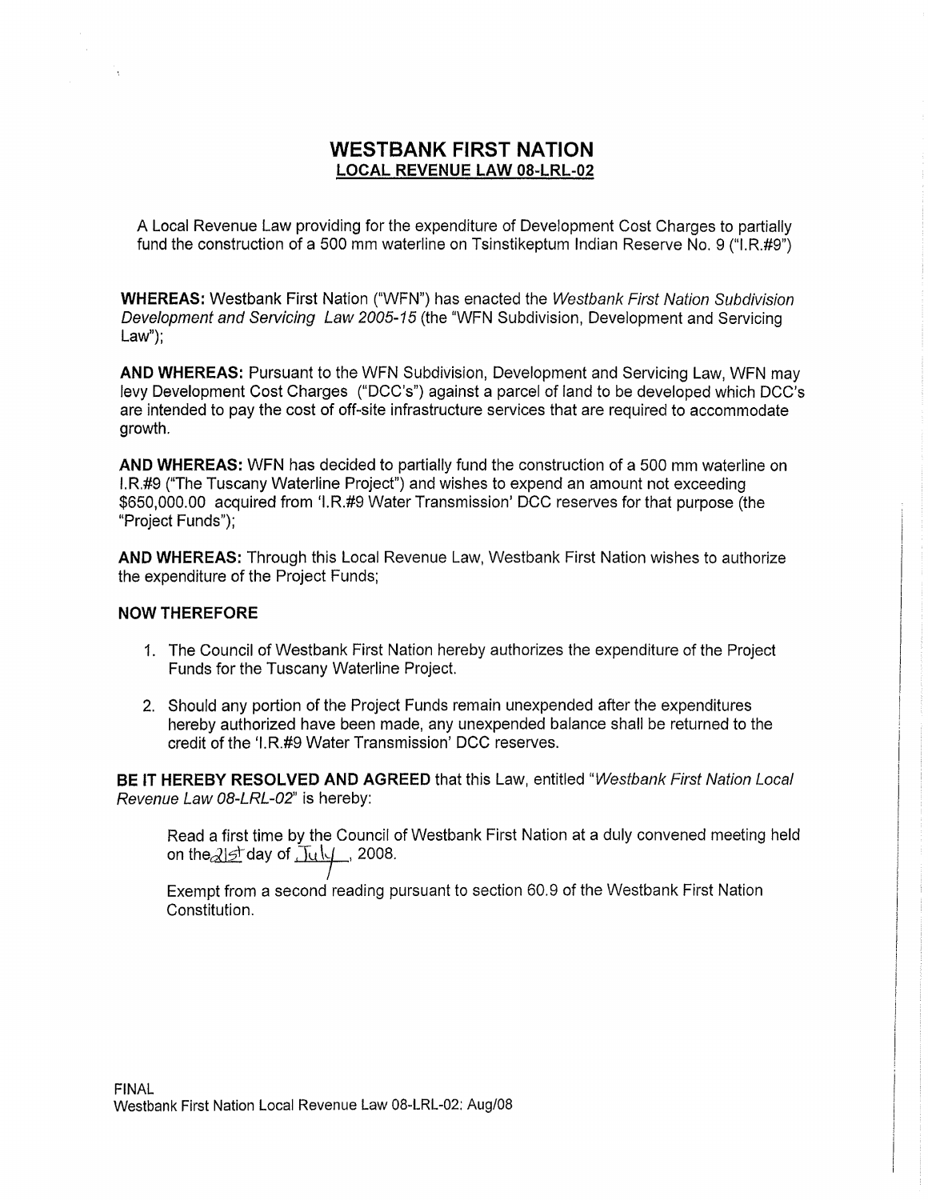# WESTBANK FIRST NATION

## LOCAL REVENUE LAW 08-LRL-02

A Local Revenue Law providing for the expenditure of Development Cost Charges to partially fund the construction of a 500 mm waterline on Tsinstikeptum Indian Reserve No. 9 ("I.R.#9")

**WHEREAS:** Westbank First Nation ("WFN") has enacted the *Westbank First Nation Subdivision Development and Servicing Law 2005-15* (the "WFN Subdivision, Development and Servicing Law");

**AND WHEREAS:** Pursuant to the WFN Subdivision, Development and Servicing Law, WFN may levy Development Cost Charges ("DCC's") against a parcel of land to be developed which DCC's are intended to pay the cost of off-site infrastructure services that are required to accommodate growth.

**AND WHEREAS:** WFN has decided to partially fund the construction of a 500 mm waterline on I.R.#9 ("The Tuscany Waterline Project") and wishes to expend an amount not exceeding $650,000.00 acquired from 'I.R.#9 Water Transmission' DCC reserves for that purpose (the "Project Funds");

**AND WHEREAS:** Through this Local Revenue Law, Westbank First Nation wishes to authorize the expenditure of the Project Funds;

**NOW THEREFORE**

1. The Council of Westbank First Nation hereby authorizes the expenditure of the Project Funds for the Tuscany Waterline Project.
2. Should any portion of the Project Funds remain unexpended after the expenditures hereby authorized have been made, any unexpended balance shall be returned to the credit of the 'I.R.#9 Water Transmission' DCC reserves.

**BE IT HEREBY RESOLVED AND AGREED** that this Law, entitled "*Westbank First Nation Local Revenue Law 08-LRL-02*" is hereby:

Read a first time by the Council of Westbank First Nation at a duly convened meeting held on the 21st day of July, 2008.

Exempt from a second reading pursuant to section 60.9 of the Westbank First Nation Constitution.

FINAL
Westbank First Nation Local Revenue Law 08-LRL-02: Aug/08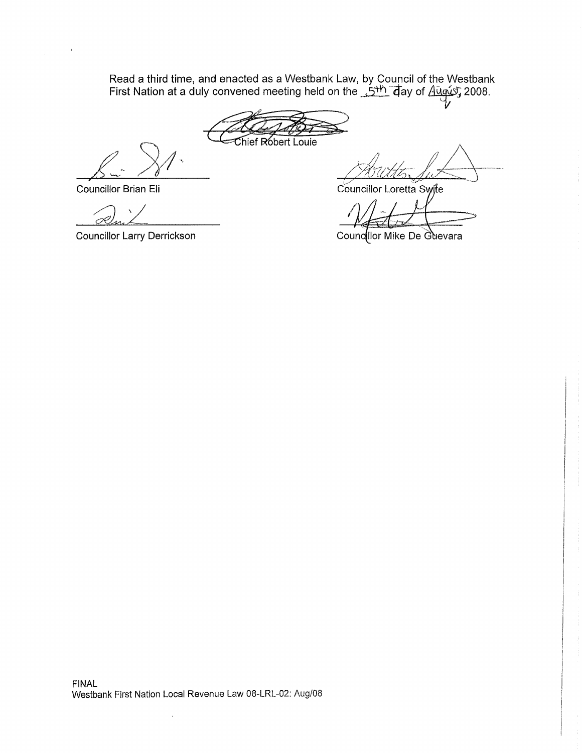Read a third time, and enacted as a Westbank Law, by Council of the Westbank First Nation at a duly convened meeting held on the 5th day of August, 2008.

Chief Robert Louie

Councillor Brian Eli

Councillor Loretta Swite

Councillor Larry Derrickson

Councillor Mike De Guevara

FINAL
Westbank First Nation Local Revenue Law 08-LRL-02: Aug/08